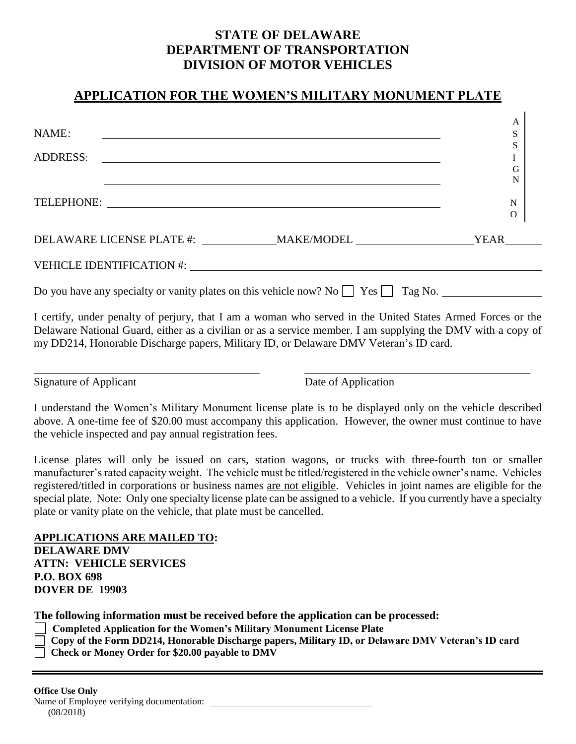# STATE OF DELAWARE
# DEPARTMENT OF TRANSPORTATION
# DIVISION OF MOTOR VEHICLES

## APPLICATION FOR THE WOMEN'S MILITARY MONUMENT PLATE

NAME: ______________________________________________

ADDRESS: ______________________________________________

______________________________________________

TELEPHONE: ______________________________________________

ASSIGN NO

DELAWARE LICENSE PLATE #: ____________ MAKE/MODEL ____________________ YEAR ______

VEHICLE IDENTIFICATION #: ______________________________________________

Do you have any specialty or vanity plates on this vehicle now? No ☐ Yes ☐ Tag No. ________________

I certify, under penalty of perjury, that I am a woman who served in the United States Armed Forces or the Delaware National Guard, either as a civilian or as a service member. I am supplying the DMV with a copy of my DD214, Honorable Discharge papers, Military ID, or Delaware DMV Veteran's ID card.

________________________________________ ________________________________________

Signature of Applicant Date of Application

I understand the Women's Military Monument license plate is to be displayed only on the vehicle described above. A one-time fee of $20.00 must accompany this application. However, the owner must continue to have the vehicle inspected and pay annual registration fees.

License plates will only be issued on cars, station wagons, or trucks with three-fourth ton or smaller manufacturer's rated capacity weight. The vehicle must be titled/registered in the vehicle owner's name. Vehicles registered/titled in corporations or business names are not eligible. Vehicles in joint names are eligible for the special plate. Note: Only one specialty license plate can be assigned to a vehicle. If you currently have a specialty plate or vanity plate on the vehicle, that plate must be cancelled.

**APPLICATIONS ARE MAILED TO:**
**DELAWARE DMV**
**ATTN: VEHICLE SERVICES**
**P.O. BOX 698**
**DOVER DE 19903**

**The following information must be received before the application can be processed:**

- ☐ **Completed Application for the Women's Military Monument License Plate**
- ☐ **Copy of the Form DD214, Honorable Discharge papers, Military ID, or Delaware DMV Veteran's ID card**
- ☐ **Check or Money Order for $20.00 payable to DMV**

---

**Office Use Only**
Name of Employee verifying documentation: ________________________________

(08/2018)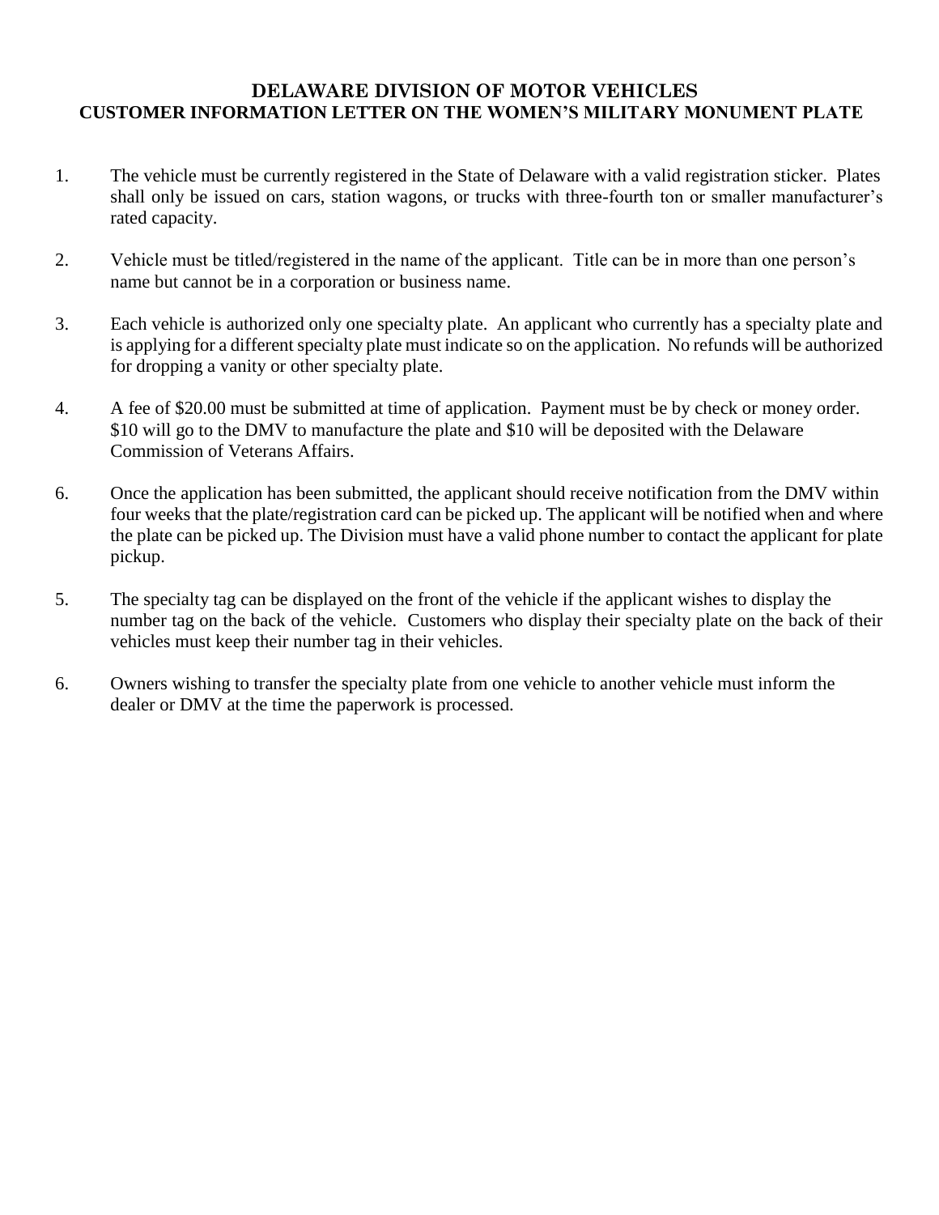# DELAWARE DIVISION OF MOTOR VEHICLES
## CUSTOMER INFORMATION LETTER ON THE WOMEN'S MILITARY MONUMENT PLATE

1. The vehicle must be currently registered in the State of Delaware with a valid registration sticker. Plates shall only be issued on cars, station wagons, or trucks with three-fourth ton or smaller manufacturer's rated capacity.

2. Vehicle must be titled/registered in the name of the applicant. Title can be in more than one person's name but cannot be in a corporation or business name.

3. Each vehicle is authorized only one specialty plate. An applicant who currently has a specialty plate and is applying for a different specialty plate must indicate so on the application. No refunds will be authorized for dropping a vanity or other specialty plate.

4. A fee of $20.00 must be submitted at time of application. Payment must be by check or money order. $10 will go to the DMV to manufacture the plate and $10 will be deposited with the Delaware Commission of Veterans Affairs.

6\. Once the application has been submitted, the applicant should receive notification from the DMV within four weeks that the plate/registration card can be picked up. The applicant will be notified when and where the plate can be picked up. The Division must have a valid phone number to contact the applicant for plate pickup.

5\. The specialty tag can be displayed on the front of the vehicle if the applicant wishes to display the number tag on the back of the vehicle. Customers who display their specialty plate on the back of their vehicles must keep their number tag in their vehicles.

6\. Owners wishing to transfer the specialty plate from one vehicle to another vehicle must inform the dealer or DMV at the time the paperwork is processed.